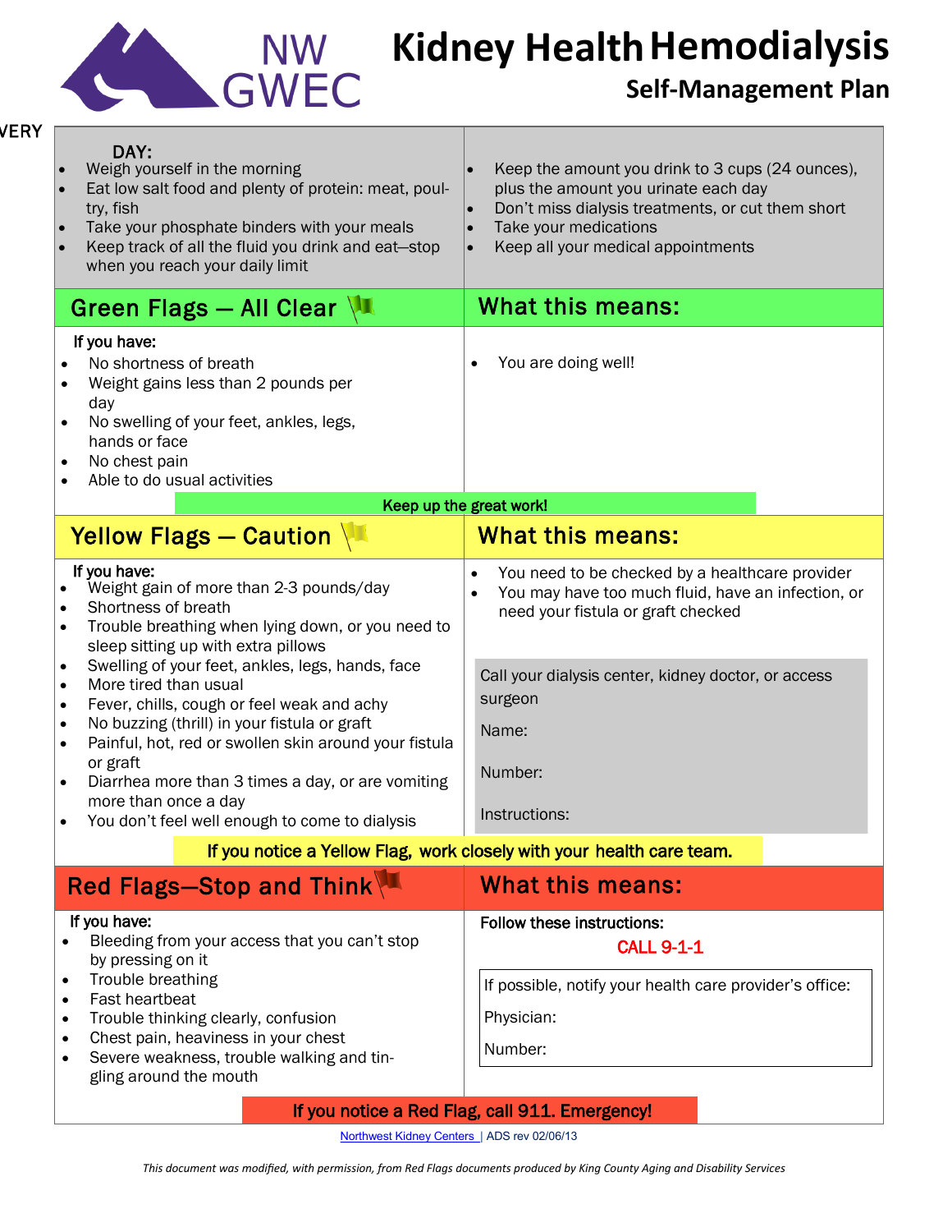NW GWEC

# Kidney Health Hemodialysis

## Self-Management Plan

VERY

**DAY:**

- Weigh yourself in the morning
- Eat low salt food and plenty of protein: meat, poultry, fish
- Take your phosphate binders with your meals
- Keep track of all the fluid you drink and eat—stop when you reach your daily limit
- Keep the amount you drink to 3 cups (24 ounces), plus the amount you urinate each day
- Don't miss dialysis treatments, or cut them short
- Take your medications
- Keep all your medical appointments

## Green Flags — All Clear

**If you have:**

- No shortness of breath
- Weight gains less than 2 pounds per day
- No swelling of your feet, ankles, legs, hands or face
- No chest pain
- Able to do usual activities

### What this means:

- You are doing well!

**Keep up the great work!**

## Yellow Flags — Caution

**If you have:**

- Weight gain of more than 2-3 pounds/day
- Shortness of breath
- Trouble breathing when lying down, or you need to sleep sitting up with extra pillows
- Swelling of your feet, ankles, legs, hands, face
- More tired than usual
- Fever, chills, cough or feel weak and achy
- No buzzing (thrill) in your fistula or graft
- Painful, hot, red or swollen skin around your fistula or graft
- Diarrhea more than 3 times a day, or are vomiting more than once a day
- You don't feel well enough to come to dialysis

### What this means:

- You need to be checked by a healthcare provider
- You may have too much fluid, have an infection, or need your fistula or graft checked

Call your dialysis center, kidney doctor, or access surgeon

Name:

Number:

Instructions:

**If you notice a Yellow Flag, work closely with your health care team.**

## Red Flags—Stop and Think

**If you have:**

- Bleeding from your access that you can't stop by pressing on it
- Trouble breathing
- Fast heartbeat
- Trouble thinking clearly, confusion
- Chest pain, heaviness in your chest
- Severe weakness, trouble walking and tingling around the mouth

### What this means:

**Follow these instructions:**

**CALL 9-1-1**

If possible, notify your health care provider's office:

Physician:

Number:

**If you notice a Red Flag, call 911. Emergency!**

Northwest Kidney Centers | ADS rev 02/06/13

*This document was modified, with permission, from Red Flags documents produced by King County Aging and Disability Services*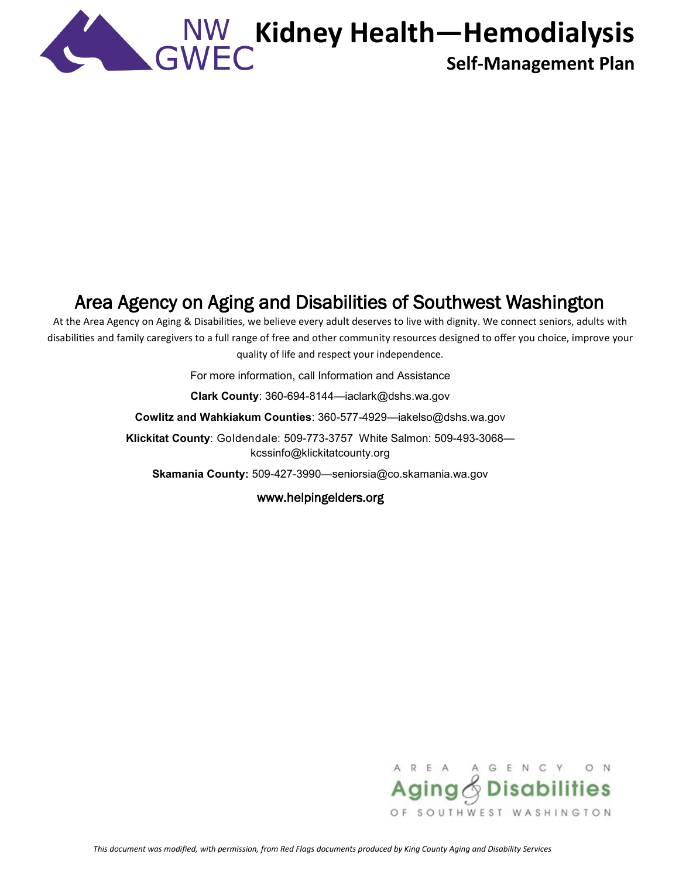NW GWEC

# Kidney Health—Hemodialysis

## Self-Management Plan

## Area Agency on Aging and Disabilities of Southwest Washington

At the Area Agency on Aging & Disabilities, we believe every adult deserves to live with dignity. We connect seniors, adults with disabilities and family caregivers to a full range of free and other community resources designed to offer you choice, improve your quality of life and respect your independence.

For more information, call Information and Assistance

**Clark County**: 360-694-8144—iaclark@dshs.wa.gov

**Cowlitz and Wahkiakum Counties**: 360-577-4929—iakelso@dshs.wa.gov

**Klickitat County**: Goldendale: 509-773-3757 White Salmon: 509-493-3068—kcssinfo@klickitatcounty.org

**Skamania County:** 509-427-3990—seniorsia@co.skamania.wa.gov

www.helpingelders.org

AREA AGENCY ON Aging & Disabilities OF SOUTHWEST WASHINGTON

*This document was modified, with permission, from Red Flags documents produced by King County Aging and Disability Services*